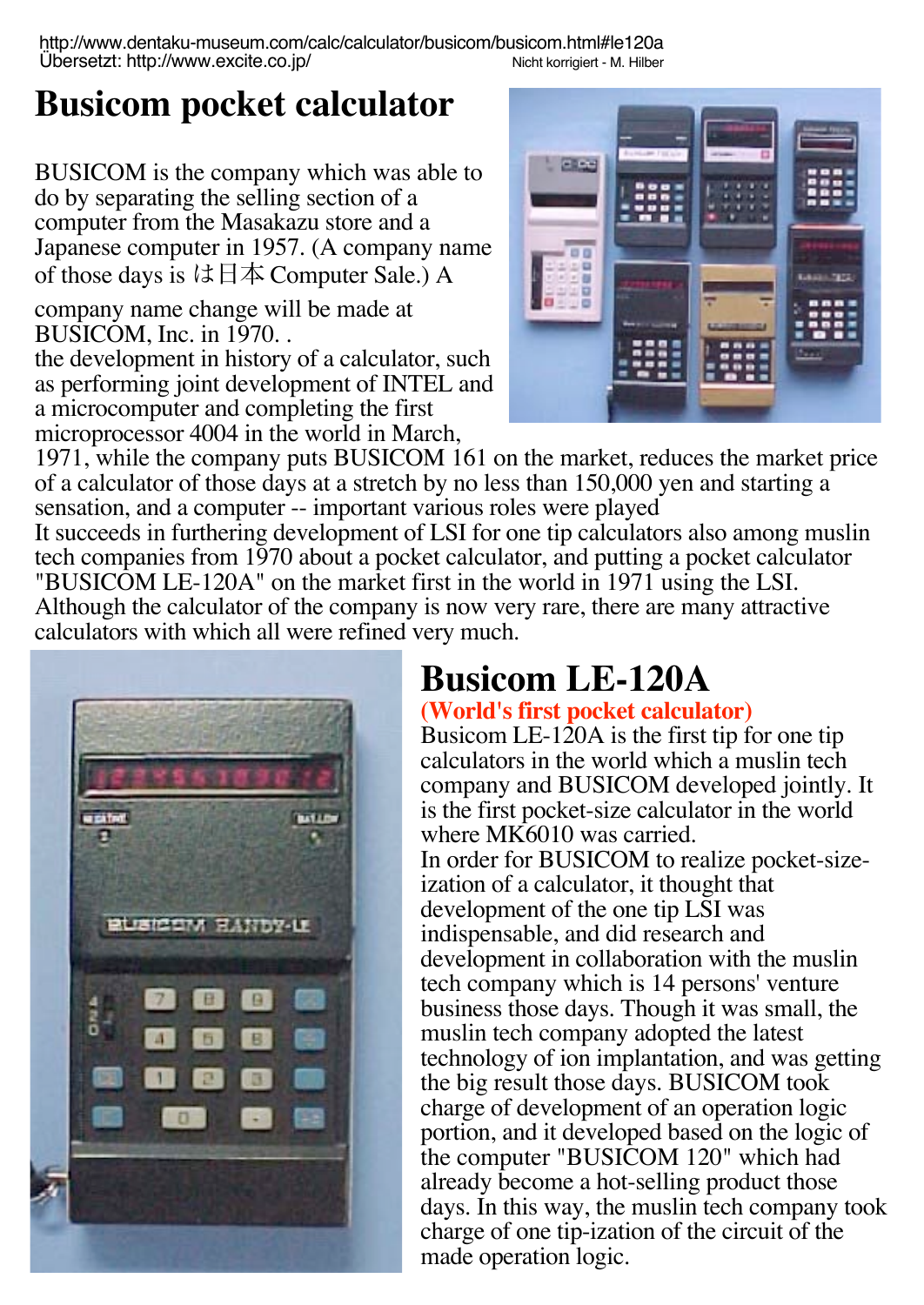http://www.dentaku-museum.com/calc/calculator/busicom/busicom.html#le120a
Übersetzt: http://www.excite.co.jp/ Nicht korrigiert - M. Hilber

# Busicom pocket calculator

BUSICOM is the company which was able to do by separating the selling section of a computer from the Masakazu store and a Japanese computer in 1957. (A company name of those days is は日本 Computer Sale.) A company name change will be made at BUSICOM, Inc. in 1970. .
the development in history of a calculator, such as performing joint development of INTEL and a microcomputer and completing the first microprocessor 4004 in the world in March, 1971, while the company puts BUSICOM 161 on the market, reduces the market price of a calculator of those days at a stretch by no less than 150,000 yen and starting a sensation, and a computer -- important various roles were played
It succeeds in furthering development of LSI for one tip calculators also among muslin tech companies from 1970 about a pocket calculator, and putting a pocket calculator "BUSICOM LE-120A" on the market first in the world in 1971 using the LSI. Although the calculator of the company is now very rare, there are many attractive calculators with which all were refined very much.

## Busicom LE-120A

**(World's first pocket calculator)**

Busicom LE-120A is the first tip for one tip calculators in the world which a muslin tech company and BUSICOM developed jointly. It is the first pocket-size calculator in the world where MK6010 was carried.
In order for BUSICOM to realize pocket-size-ization of a calculator, it thought that development of the one tip LSI was indispensable, and did research and development in collaboration with the muslin tech company which is 14 persons' venture business those days. Though it was small, the muslin tech company adopted the latest technology of ion implantation, and was getting the big result those days. BUSICOM took charge of development of an operation logic portion, and it developed based on the logic of the computer "BUSICOM 120" which had already become a hot-selling product those days. In this way, the muslin tech company took charge of one tip-ization of the circuit of the made operation logic.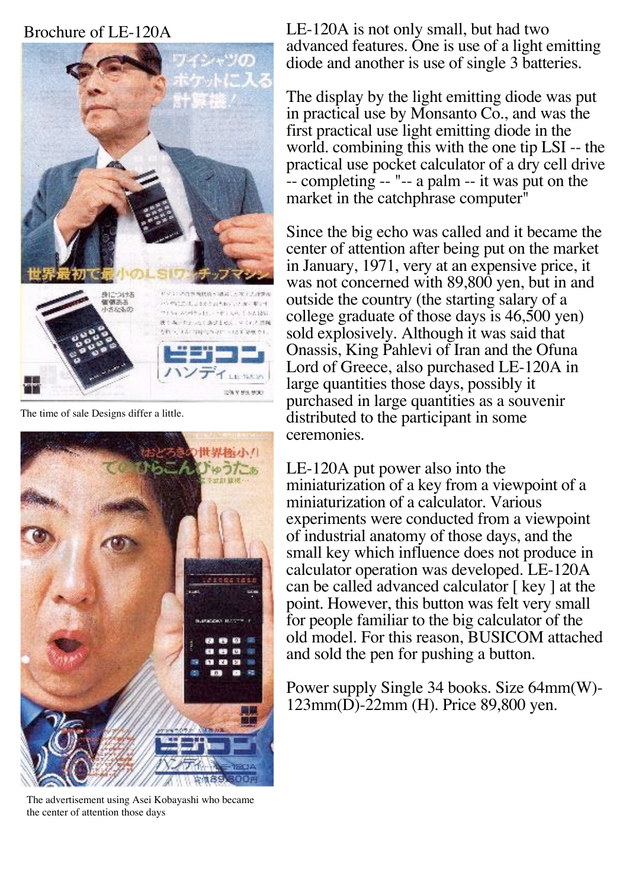Brochure of LE-120A

The time of sale Designs differ a little.

The advertisement using Asei Kobayashi who became the center of attention those days

LE-120A is not only small, but had two advanced features. One is use of a light emitting diode and another is use of single 3 batteries.

The display by the light emitting diode was put in practical use by Monsanto Co., and was the first practical use light emitting diode in the world. combining this with the one tip LSI -- the practical use pocket calculator of a dry cell drive -- completing -- "-- a palm -- it was put on the market in the catchphrase computer"

Since the big echo was called and it became the center of attention after being put on the market in January, 1971, very at an expensive price, it was not concerned with 89,800 yen, but in and outside the country (the starting salary of a college graduate of those days is 46,500 yen) sold explosively. Although it was said that Onassis, King Pahlevi of Iran and the Ofuna Lord of Greece, also purchased LE-120A in large quantities those days, possibly it purchased in large quantities as a souvenir distributed to the participant in some ceremonies.

LE-120A put power also into the miniaturization of a key from a viewpoint of a miniaturization of a calculator. Various experiments were conducted from a viewpoint of industrial anatomy of those days, and the small key which influence does not produce in calculator operation was developed. LE-120A can be called advanced calculator [ key ] at the point. However, this button was felt very small for people familiar to the big calculator of the old model. For this reason, BUSICOM attached and sold the pen for pushing a button.

Power supply Single 34 books. Size 64mm(W)-123mm(D)-22mm (H). Price 89,800 yen.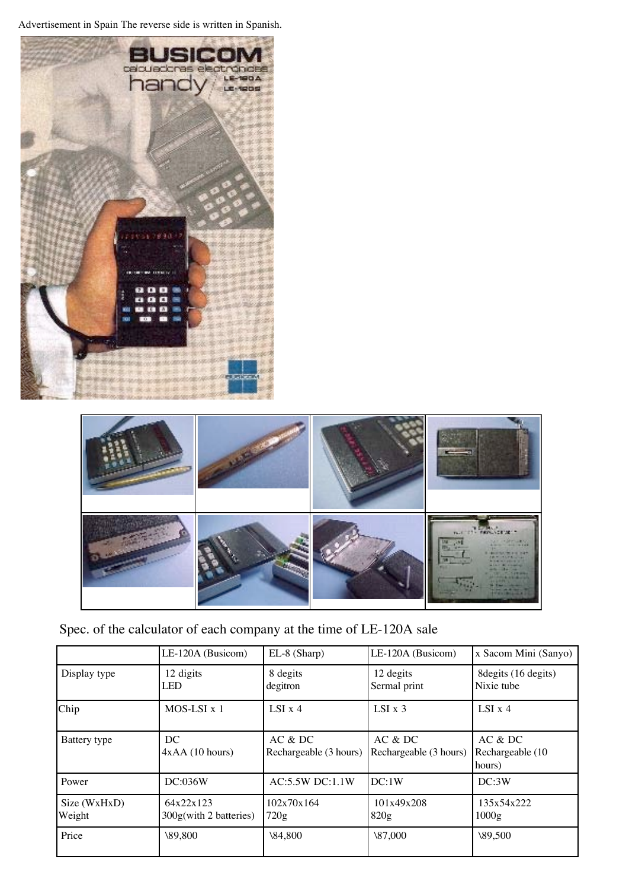Advertisement in Spain The reverse side is written in Spanish.

Spec. of the calculator of each company at the time of LE-120A sale

| | LE-120A (Busicom) | EL-8 (Sharp) | LE-120A (Busicom) | x Sacom Mini (Sanyo) |
|---|---|---|---|---|
| Display type | 12 digits LED | 8 degits degitron | 12 degits Sermal print | 8degits (16 degits) Nixie tube |
| Chip | MOS-LSI x 1 | LSI x 4 | LSI x 3 | LSI x 4 |
| Battery type | DC 4xAA (10 hours) | AC & DC Rechargeable (3 hours) | AC & DC Rechargeable (3 hours) | AC & DC Rechargeable (10 hours) |
| Power | DC:036W | AC:5.5W DC:1.1W | DC:1W | DC:3W |
| Size (WxHxD) Weight | 64x22x123 300g(with 2 batteries) | 102x70x164 720g | 101x49x208 820g | 135x54x222 1000g |
| Price | \89,800 | \84,800 | \87,000 | \89,500 |